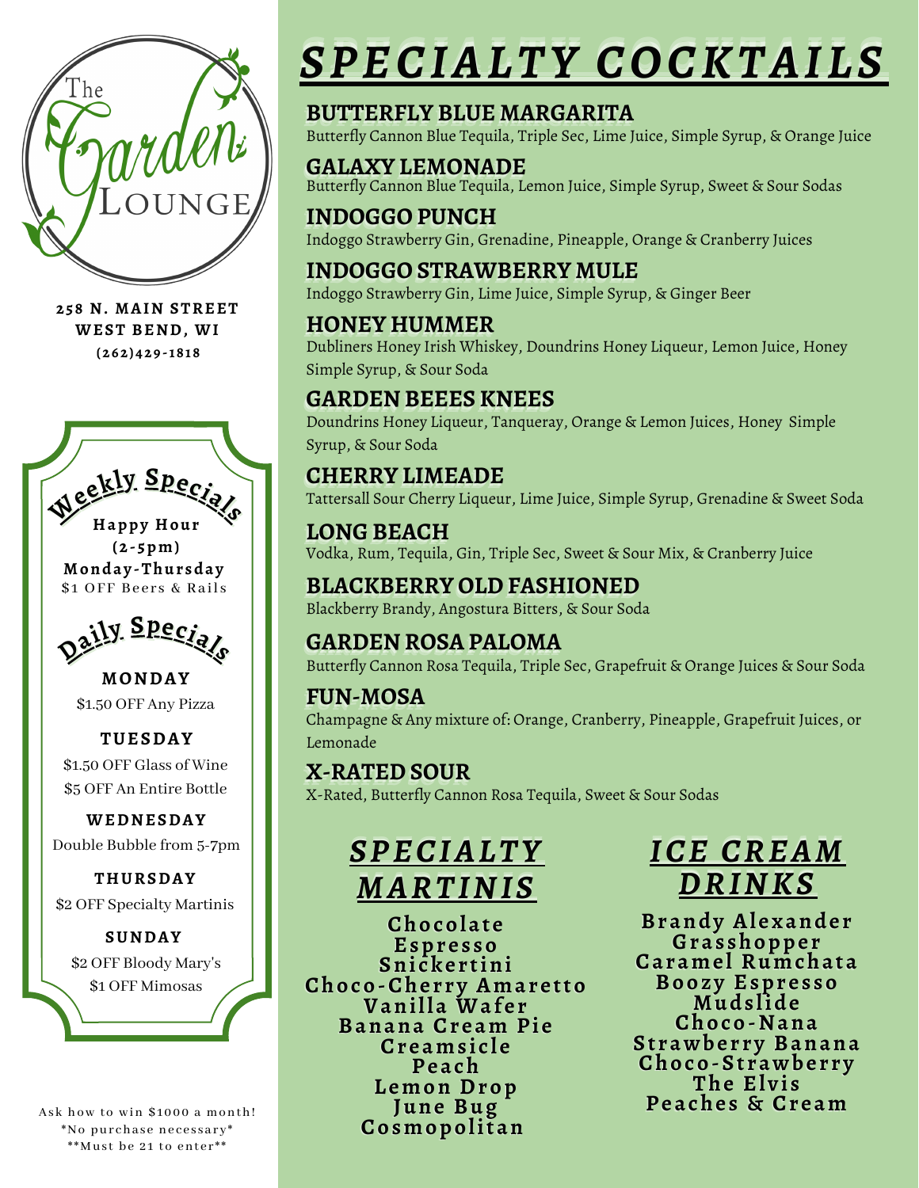# The Garden Lounge

**258 N. MAIN STREET**
**WEST BEND, WI**
**(262)429-1818**

## Weekly Specials

**Happy Hour**
**(2-5pm)**
**Monday-Thursday**
$1 OFF Beers & Rails

## Daily Specials

**MONDAY**
$1.50 OFF Any Pizza

**TUESDAY**
$1.50 OFF Glass of Wine
$5 OFF An Entire Bottle

**WEDNESDAY**
Double Bubble from 5-7pm

**THURSDAY**
$2 OFF Specialty Martinis

**SUNDAY**
$2 OFF Bloody Mary's
$1 OFF Mimosas

Ask how to win $1000 a month!
*No purchase necessary*
**Must be 21 to enter**

# SPECIALTY COCKTAILS

### BUTTERFLY BLUE MARGARITA
Butterfly Cannon Blue Tequila, Triple Sec, Lime Juice, Simple Syrup, & Orange Juice

### GALAXY LEMONADE
Butterfly Cannon Blue Tequila, Lemon Juice, Simple Syrup, Sweet & Sour Sodas

### INDOGGO PUNCH
Indoggo Strawberry Gin, Grenadine, Pineapple, Orange & Cranberry Juices

### INDOGGO STRAWBERRY MULE
Indoggo Strawberry Gin, Lime Juice, Simple Syrup, & Ginger Beer

### HONEY HUMMER
Dubliners Honey Irish Whiskey, Doundrins Honey Liqueur, Lemon Juice, Honey Simple Syrup, & Sour Soda

### GARDEN BEEES KNEES
Doundrins Honey Liqueur, Tanqueray, Orange & Lemon Juices, Honey Simple Syrup, & Sour Soda

### CHERRY LIMEADE
Tattersall Sour Cherry Liqueur, Lime Juice, Simple Syrup, Grenadine & Sweet Soda

### LONG BEACH
Vodka, Rum, Tequila, Gin, Triple Sec, Sweet & Sour Mix, & Cranberry Juice

### BLACKBERRY OLD FASHIONED
Blackberry Brandy, Angostura Bitters, & Sour Soda

### GARDEN ROSA PALOMA
Butterfly Cannon Rosa Tequila, Triple Sec, Grapefruit & Orange Juices & Sour Soda

### FUN-MOSA
Champagne & Any mixture of: Orange, Cranberry, Pineapple, Grapefruit Juices, or Lemonade

### X-RATED SOUR
X-Rated, Butterfly Cannon Rosa Tequila, Sweet & Sour Sodas

## SPECIALTY MARTINIS

**Chocolate**
**Espresso**
**Snickertini**
**Choco-Cherry Amaretto**
**Vanilla Wafer**
**Banana Cream Pie**
**Creamsicle**
**Peach**
**Lemon Drop**
**June Bug**
**Cosmopolitan**

## ICE CREAM DRINKS

**Brandy Alexander**
**Grasshopper**
**Caramel Rumchata**
**Boozy Espresso**
**Mudslide**
**Choco-Nana**
**Strawberry Banana**
**Choco-Strawberry**
**The Elvis**
**Peaches & Cream**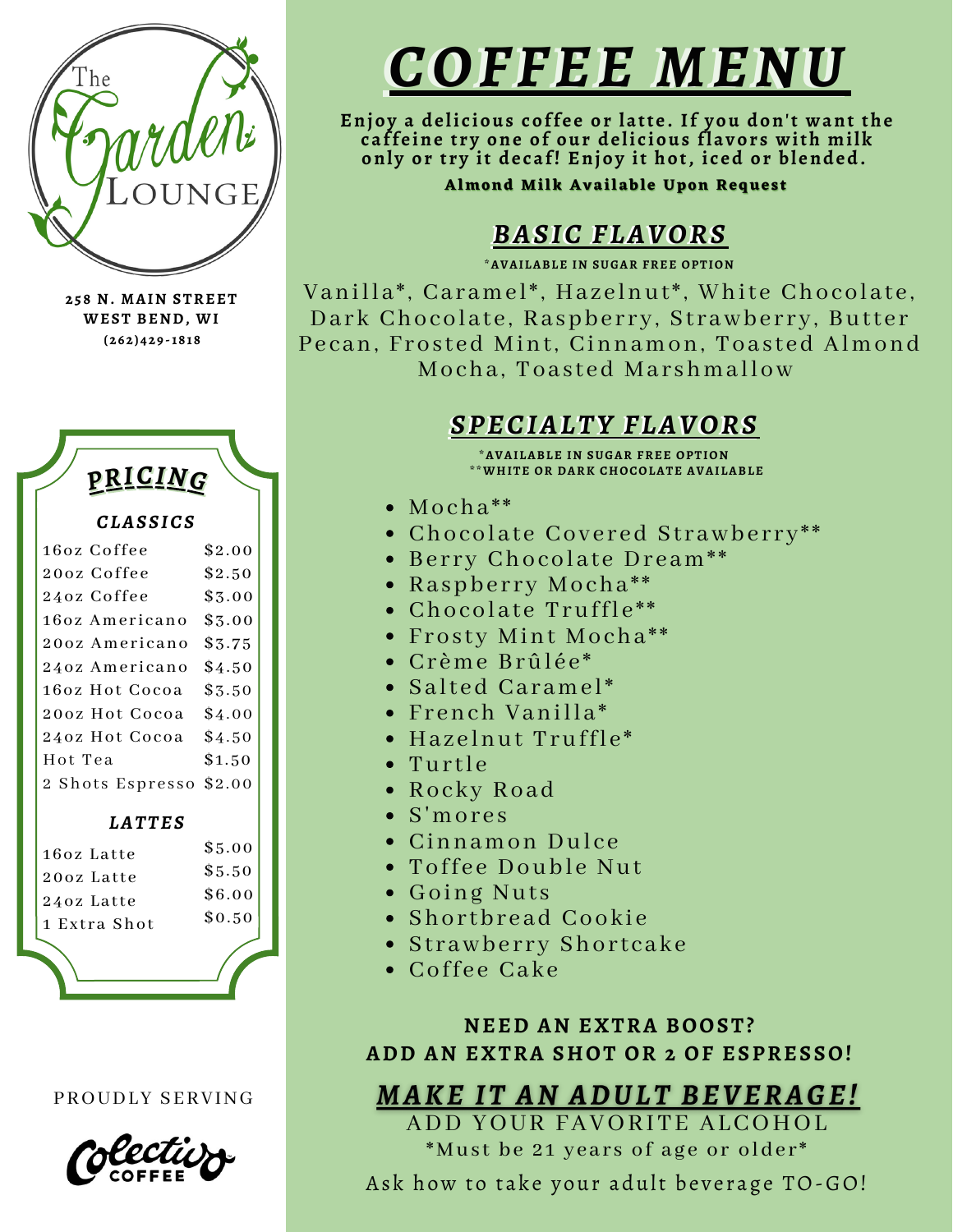The Garden Lounge

**258 N. MAIN STREET**
**WEST BEND, WI**
**(262)429-1818**

## PRICING

### CLASSICS

| | |
|---|---|
| 16oz Coffee | $2.00 |
| 20oz Coffee | $2.50 |
| 24oz Coffee | $3.00 |
| 16oz Americano | $3.00 |
| 20oz Americano | $3.75 |
| 24oz Americano | $4.50 |
| 16oz Hot Cocoa | $3.50 |
| 20oz Hot Cocoa | $4.00 |
| 24oz Hot Cocoa | $4.50 |
| Hot Tea | $1.50 |
| 2 Shots Espresso | $2.00 |

### LATTES

| | |
|---|---|
| 16oz Latte | $5.00 |
| 20oz Latte | $5.50 |
| 24oz Latte | $6.00 |
| 1 Extra Shot | $0.50 |

PROUDLY SERVING

Colectivo COFFEE

# COFFEE MENU

**Enjoy a delicious coffee or latte. If you don't want the caffeine try one of our delicious flavors with milk only or try it decaf! Enjoy it hot, iced or blended.**

**Almond Milk Available Upon Request**

## BASIC FLAVORS

**\*AVAILABLE IN SUGAR FREE OPTION**

Vanilla*, Caramel*, Hazelnut*, White Chocolate, Dark Chocolate, Raspberry, Strawberry, Butter Pecan, Frosted Mint, Cinnamon, Toasted Almond Mocha, Toasted Marshmallow

## SPECIALTY FLAVORS

**\*AVAILABLE IN SUGAR FREE OPTION**
**\*\*WHITE OR DARK CHOCOLATE AVAILABLE**

- Mocha**
- Chocolate Covered Strawberry**
- Berry Chocolate Dream**
- Raspberry Mocha**
- Chocolate Truffle**
- Frosty Mint Mocha**
- Crème Brûlée*
- Salted Caramel*
- French Vanilla*
- Hazelnut Truffle*
- Turtle
- Rocky Road
- S'mores
- Cinnamon Dulce
- Toffee Double Nut
- Going Nuts
- Shortbread Cookie
- Strawberry Shortcake
- Coffee Cake

**NEED AN EXTRA BOOST?**
**ADD AN EXTRA SHOT OR 2 OF ESPRESSO!**

## MAKE IT AN ADULT BEVERAGE!

ADD YOUR FAVORITE ALCOHOL

\*Must be 21 years of age or older*

Ask how to take your adult beverage TO-GO!